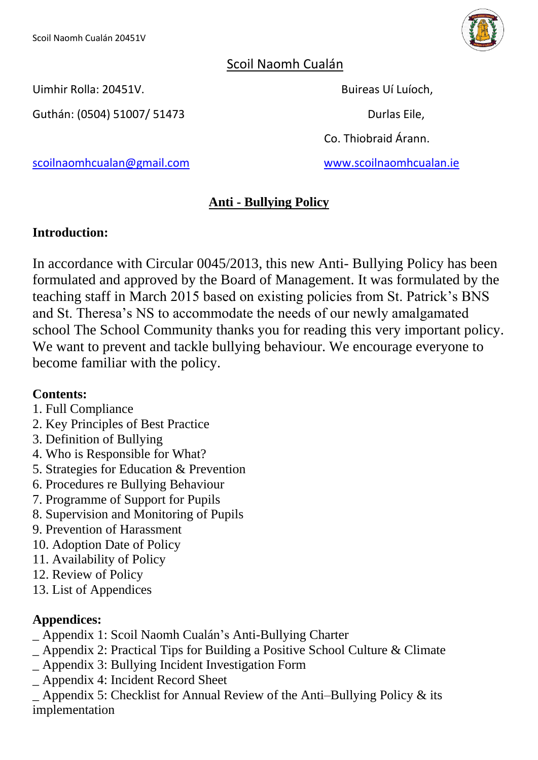Scoil Naomh Cualán 20451V

## Scoil Naomh Cualán

Uimhir Rolla: 20451V.

Guthán: (0504) 51007/ 51473

Buireas Uí Luíoch,

Durlas Eile,

Co. Thiobraid Árann.

scoilnaomhcualan@gmail.com

www.scoilnaomhcualan.ie

# Anti - Bullying Policy

**Introduction:**

In accordance with Circular 0045/2013, this new Anti- Bullying Policy has been formulated and approved by the Board of Management. It was formulated by the teaching staff in March 2015 based on existing policies from St. Patrick's BNS and St. Theresa's NS to accommodate the needs of our newly amalgamated school The School Community thanks you for reading this very important policy. We want to prevent and tackle bullying behaviour. We encourage everyone to become familiar with the policy.

**Contents:**

1. Full Compliance
2. Key Principles of Best Practice
3. Definition of Bullying
4. Who is Responsible for What?
5. Strategies for Education & Prevention
6. Procedures re Bullying Behaviour
7. Programme of Support for Pupils
8. Supervision and Monitoring of Pupils
9. Prevention of Harassment
10. Adoption Date of Policy
11. Availability of Policy
12. Review of Policy
13. List of Appendices

**Appendices:**

_ Appendix 1: Scoil Naomh Cualán's Anti-Bullying Charter
_ Appendix 2: Practical Tips for Building a Positive School Culture & Climate
_ Appendix 3: Bullying Incident Investigation Form
_ Appendix 4: Incident Record Sheet
_ Appendix 5: Checklist for Annual Review of the Anti–Bullying Policy & its implementation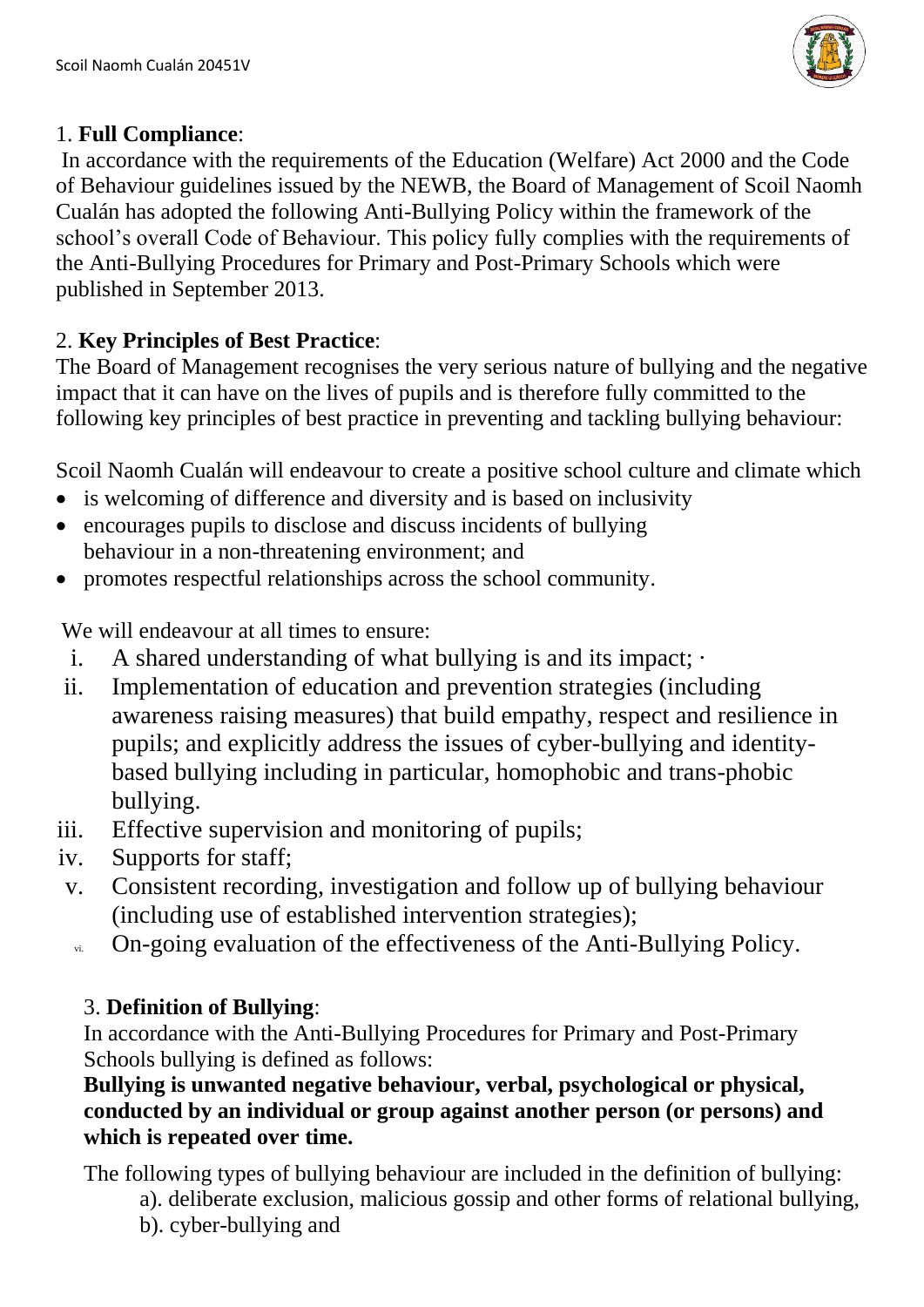1. **Full Compliance**:

In accordance with the requirements of the Education (Welfare) Act 2000 and the Code of Behaviour guidelines issued by the NEWB, the Board of Management of Scoil Naomh Cualán has adopted the following Anti-Bullying Policy within the framework of the school's overall Code of Behaviour. This policy fully complies with the requirements of the Anti-Bullying Procedures for Primary and Post-Primary Schools which were published in September 2013.

2. **Key Principles of Best Practice**:

The Board of Management recognises the very serious nature of bullying and the negative impact that it can have on the lives of pupils and is therefore fully committed to the following key principles of best practice in preventing and tackling bullying behaviour:

Scoil Naomh Cualán will endeavour to create a positive school culture and climate which

- is welcoming of difference and diversity and is based on inclusivity
- encourages pupils to disclose and discuss incidents of bullying behaviour in a non-threatening environment; and
- promotes respectful relationships across the school community.

We will endeavour at all times to ensure:

i. A shared understanding of what bullying is and its impact; ·
ii. Implementation of education and prevention strategies (including awareness raising measures) that build empathy, respect and resilience in pupils; and explicitly address the issues of cyber-bullying and identity-based bullying including in particular, homophobic and trans-phobic bullying.
iii. Effective supervision and monitoring of pupils;
iv. Supports for staff;
v. Consistent recording, investigation and follow up of bullying behaviour (including use of established intervention strategies);
vi. On-going evaluation of the effectiveness of the Anti-Bullying Policy.

3. **Definition of Bullying**:

In accordance with the Anti-Bullying Procedures for Primary and Post-Primary Schools bullying is defined as follows:

**Bullying is unwanted negative behaviour, verbal, psychological or physical, conducted by an individual or group against another person (or persons) and which is repeated over time.**

The following types of bullying behaviour are included in the definition of bullying:

a). deliberate exclusion, malicious gossip and other forms of relational bullying,
b). cyber-bullying and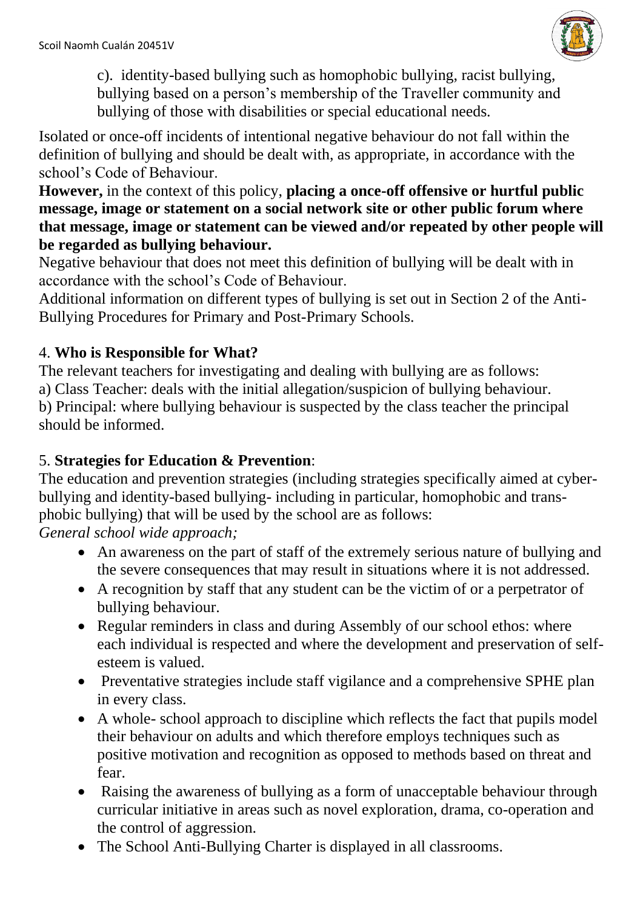c). identity-based bullying such as homophobic bullying, racist bullying, bullying based on a person's membership of the Traveller community and bullying of those with disabilities or special educational needs.

Isolated or once-off incidents of intentional negative behaviour do not fall within the definition of bullying and should be dealt with, as appropriate, in accordance with the school's Code of Behaviour.

**However,** in the context of this policy, **placing a once-off offensive or hurtful public message, image or statement on a social network site or other public forum where that message, image or statement can be viewed and/or repeated by other people will be regarded as bullying behaviour.**

Negative behaviour that does not meet this definition of bullying will be dealt with in accordance with the school's Code of Behaviour.

Additional information on different types of bullying is set out in Section 2 of the Anti-Bullying Procedures for Primary and Post-Primary Schools.

## 4. **Who is Responsible for What?**

The relevant teachers for investigating and dealing with bullying are as follows:

a) Class Teacher: deals with the initial allegation/suspicion of bullying behaviour.

b) Principal: where bullying behaviour is suspected by the class teacher the principal should be informed.

## 5. **Strategies for Education & Prevention**:

The education and prevention strategies (including strategies specifically aimed at cyber-bullying and identity-based bullying- including in particular, homophobic and trans-phobic bullying) that will be used by the school are as follows:

*General school wide approach;*

- An awareness on the part of staff of the extremely serious nature of bullying and the severe consequences that may result in situations where it is not addressed.
- A recognition by staff that any student can be the victim of or a perpetrator of bullying behaviour.
- Regular reminders in class and during Assembly of our school ethos: where each individual is respected and where the development and preservation of self-esteem is valued.
- Preventative strategies include staff vigilance and a comprehensive SPHE plan in every class.
- A whole- school approach to discipline which reflects the fact that pupils model their behaviour on adults and which therefore employs techniques such as positive motivation and recognition as opposed to methods based on threat and fear.
- Raising the awareness of bullying as a form of unacceptable behaviour through curricular initiative in areas such as novel exploration, drama, co-operation and the control of aggression.
- The School Anti-Bullying Charter is displayed in all classrooms.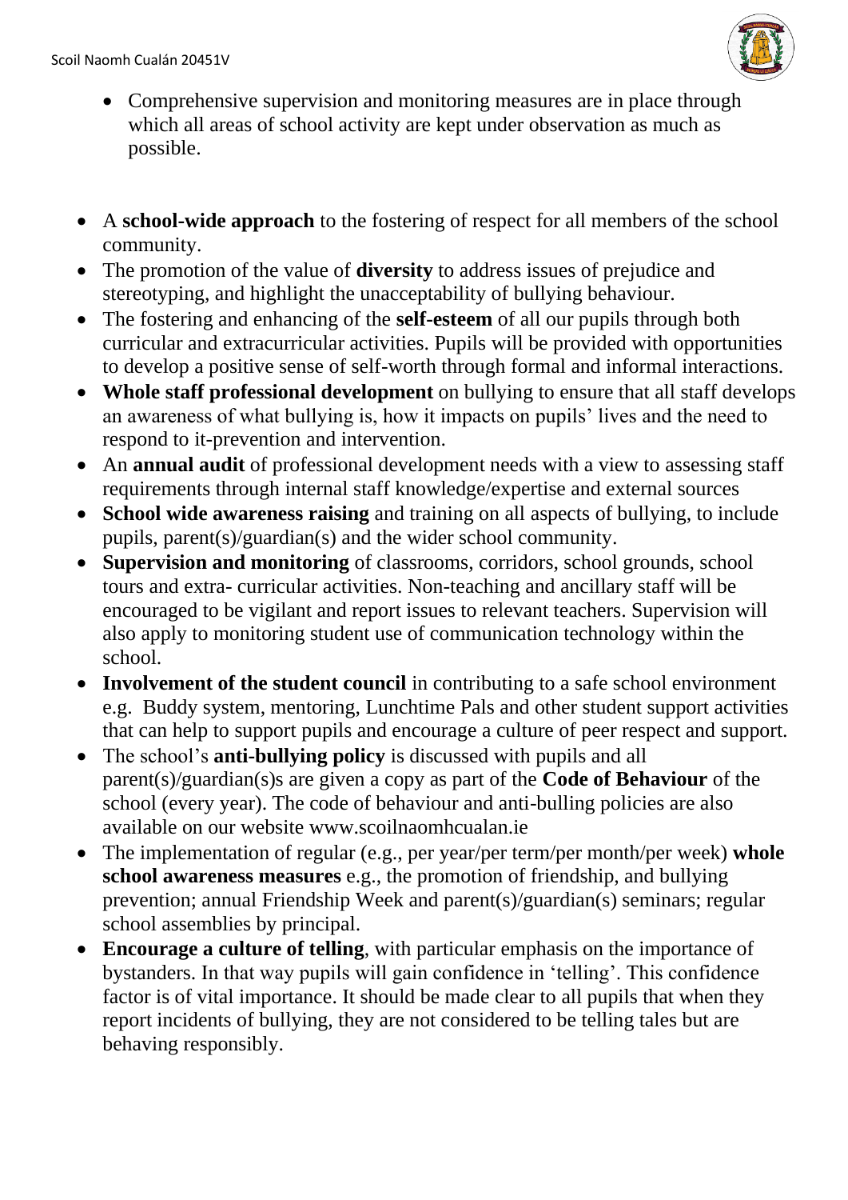- Comprehensive supervision and monitoring measures are in place through which all areas of school activity are kept under observation as much as possible.

- A **school-wide approach** to the fostering of respect for all members of the school community.
- The promotion of the value of **diversity** to address issues of prejudice and stereotyping, and highlight the unacceptability of bullying behaviour.
- The fostering and enhancing of the **self-esteem** of all our pupils through both curricular and extracurricular activities. Pupils will be provided with opportunities to develop a positive sense of self-worth through formal and informal interactions.
- **Whole staff professional development** on bullying to ensure that all staff develops an awareness of what bullying is, how it impacts on pupils' lives and the need to respond to it-prevention and intervention.
- An **annual audit** of professional development needs with a view to assessing staff requirements through internal staff knowledge/expertise and external sources
- **School wide awareness raising** and training on all aspects of bullying, to include pupils, parent(s)/guardian(s) and the wider school community.
- **Supervision and monitoring** of classrooms, corridors, school grounds, school tours and extra- curricular activities. Non-teaching and ancillary staff will be encouraged to be vigilant and report issues to relevant teachers. Supervision will also apply to monitoring student use of communication technology within the school.
- **Involvement of the student council** in contributing to a safe school environment e.g. Buddy system, mentoring, Lunchtime Pals and other student support activities that can help to support pupils and encourage a culture of peer respect and support.
- The school's **anti-bullying policy** is discussed with pupils and all parent(s)/guardian(s)s are given a copy as part of the **Code of Behaviour** of the school (every year). The code of behaviour and anti-bulling policies are also available on our website www.scoilnaomhcualan.ie
- The implementation of regular (e.g., per year/per term/per month/per week) **whole school awareness measures** e.g., the promotion of friendship, and bullying prevention; annual Friendship Week and parent(s)/guardian(s) seminars; regular school assemblies by principal.
- **Encourage a culture of telling**, with particular emphasis on the importance of bystanders. In that way pupils will gain confidence in 'telling'. This confidence factor is of vital importance. It should be made clear to all pupils that when they report incidents of bullying, they are not considered to be telling tales but are behaving responsibly.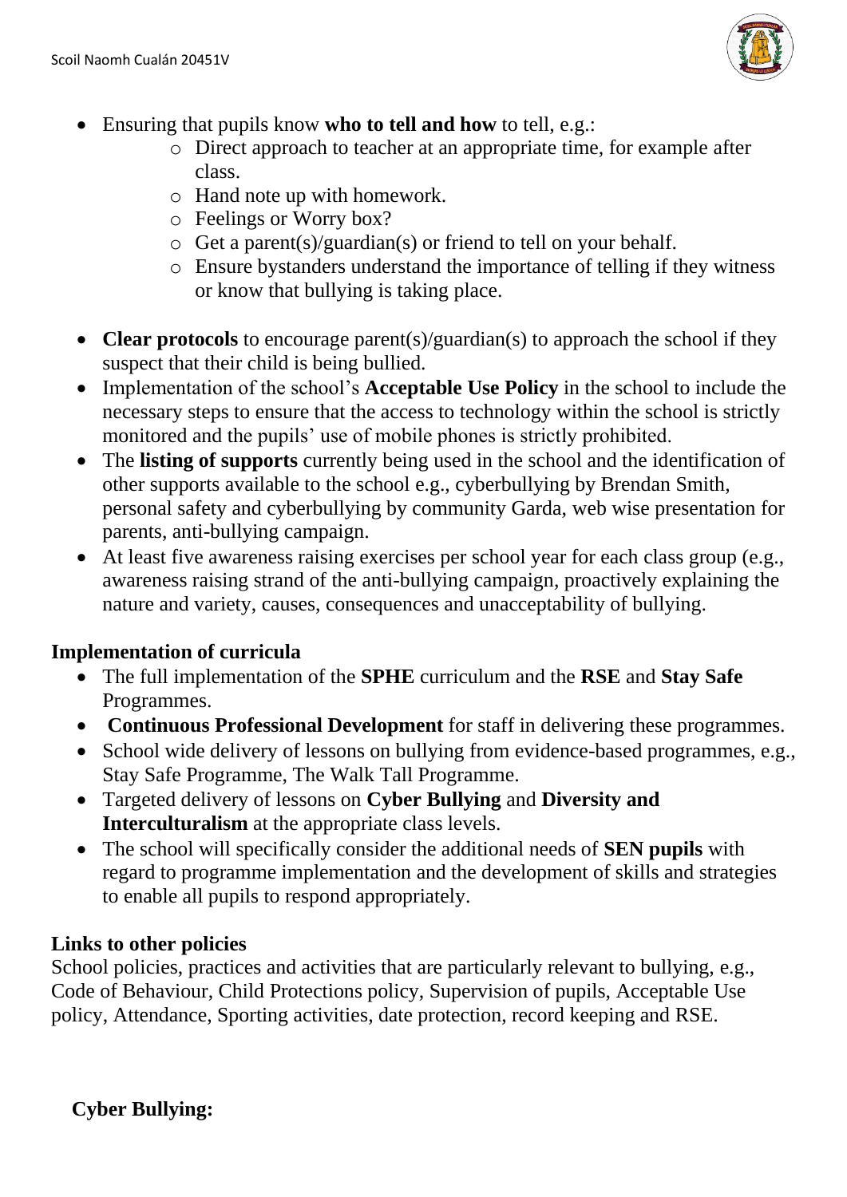- Ensuring that pupils know **who to tell and how** to tell, e.g.:
  - Direct approach to teacher at an appropriate time, for example after class.
  - Hand note up with homework.
  - Feelings or Worry box?
  - Get a parent(s)/guardian(s) or friend to tell on your behalf.
  - Ensure bystanders understand the importance of telling if they witness or know that bullying is taking place.

- **Clear protocols** to encourage parent(s)/guardian(s) to approach the school if they suspect that their child is being bullied.
- Implementation of the school's **Acceptable Use Policy** in the school to include the necessary steps to ensure that the access to technology within the school is strictly monitored and the pupils' use of mobile phones is strictly prohibited.
- The **listing of supports** currently being used in the school and the identification of other supports available to the school e.g., cyberbullying by Brendan Smith, personal safety and cyberbullying by community Garda, web wise presentation for parents, anti-bullying campaign.
- At least five awareness raising exercises per school year for each class group (e.g., awareness raising strand of the anti-bullying campaign, proactively explaining the nature and variety, causes, consequences and unacceptability of bullying.

### Implementation of curricula

- The full implementation of the **SPHE** curriculum and the **RSE** and **Stay Safe** Programmes.
- **Continuous Professional Development** for staff in delivering these programmes.
- School wide delivery of lessons on bullying from evidence-based programmes, e.g., Stay Safe Programme, The Walk Tall Programme.
- Targeted delivery of lessons on **Cyber Bullying** and **Diversity and Interculturalism** at the appropriate class levels.
- The school will specifically consider the additional needs of **SEN pupils** with regard to programme implementation and the development of skills and strategies to enable all pupils to respond appropriately.

### Links to other policies

School policies, practices and activities that are particularly relevant to bullying, e.g., Code of Behaviour, Child Protections policy, Supervision of pupils, Acceptable Use policy, Attendance, Sporting activities, date protection, record keeping and RSE.

### Cyber Bullying: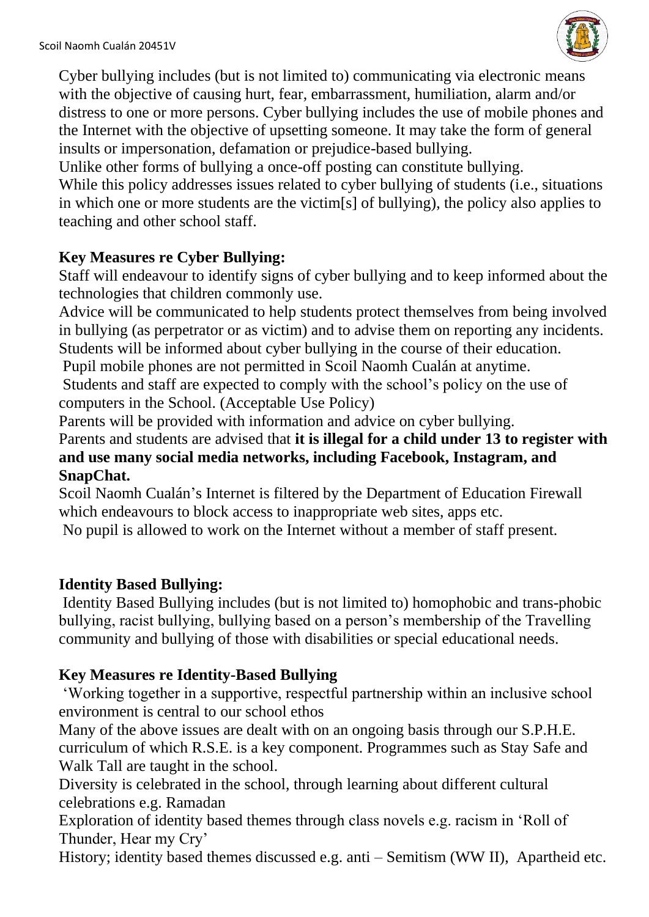Cyber bullying includes (but is not limited to) communicating via electronic means with the objective of causing hurt, fear, embarrassment, humiliation, alarm and/or distress to one or more persons. Cyber bullying includes the use of mobile phones and the Internet with the objective of upsetting someone. It may take the form of general insults or impersonation, defamation or prejudice-based bullying.

Unlike other forms of bullying a once-off posting can constitute bullying.

While this policy addresses issues related to cyber bullying of students (i.e., situations in which one or more students are the victim[s] of bullying), the policy also applies to teaching and other school staff.

**Key Measures re Cyber Bullying:**

Staff will endeavour to identify signs of cyber bullying and to keep informed about the technologies that children commonly use.

Advice will be communicated to help students protect themselves from being involved in bullying (as perpetrator or as victim) and to advise them on reporting any incidents.

Students will be informed about cyber bullying in the course of their education.

Pupil mobile phones are not permitted in Scoil Naomh Cualán at anytime.

Students and staff are expected to comply with the school's policy on the use of computers in the School. (Acceptable Use Policy)

Parents will be provided with information and advice on cyber bullying.

Parents and students are advised that **it is illegal for a child under 13 to register with and use many social media networks, including Facebook, Instagram, and SnapChat.**

Scoil Naomh Cualán's Internet is filtered by the Department of Education Firewall which endeavours to block access to inappropriate web sites, apps etc.

No pupil is allowed to work on the Internet without a member of staff present.

**Identity Based Bullying:**

Identity Based Bullying includes (but is not limited to) homophobic and trans-phobic bullying, racist bullying, bullying based on a person's membership of the Travelling community and bullying of those with disabilities or special educational needs.

**Key Measures re Identity-Based Bullying**

'Working together in a supportive, respectful partnership within an inclusive school environment is central to our school ethos

Many of the above issues are dealt with on an ongoing basis through our S.P.H.E. curriculum of which R.S.E. is a key component. Programmes such as Stay Safe and Walk Tall are taught in the school.

Diversity is celebrated in the school, through learning about different cultural celebrations e.g. Ramadan

Exploration of identity based themes through class novels e.g. racism in 'Roll of Thunder, Hear my Cry'

History; identity based themes discussed e.g. anti – Semitism (WW II), Apartheid etc.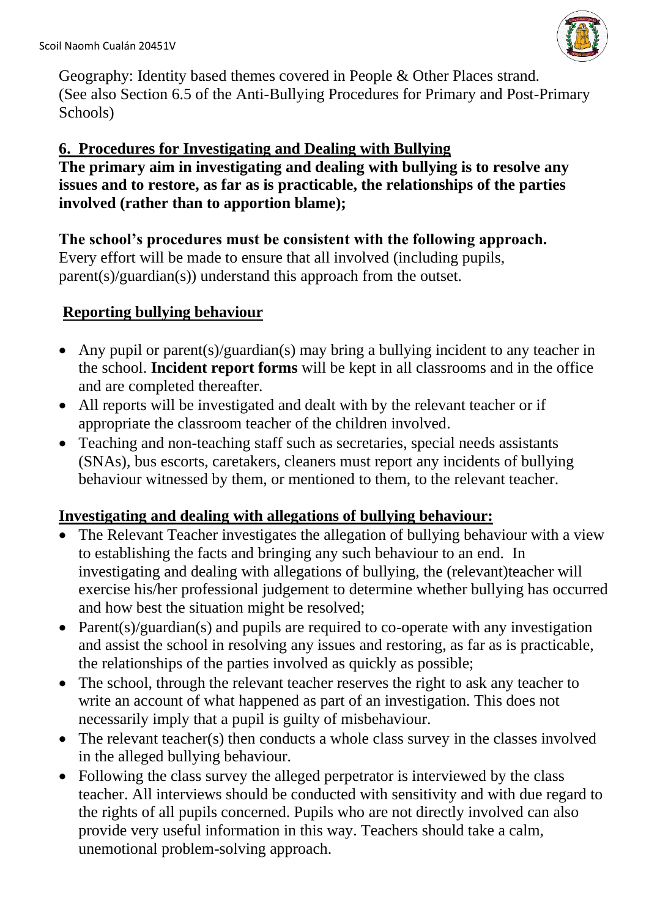Geography: Identity based themes covered in People & Other Places strand. (See also Section 6.5 of the Anti-Bullying Procedures for Primary and Post-Primary Schools)

## 6. Procedures for Investigating and Dealing with Bullying

**The primary aim in investigating and dealing with bullying is to resolve any issues and to restore, as far as is practicable, the relationships of the parties involved (rather than to apportion blame);**

**The school's procedures must be consistent with the following approach.** Every effort will be made to ensure that all involved (including pupils, parent(s)/guardian(s)) understand this approach from the outset.

### Reporting bullying behaviour

- Any pupil or parent(s)/guardian(s) may bring a bullying incident to any teacher in the school. **Incident report forms** will be kept in all classrooms and in the office and are completed thereafter.
- All reports will be investigated and dealt with by the relevant teacher or if appropriate the classroom teacher of the children involved.
- Teaching and non-teaching staff such as secretaries, special needs assistants (SNAs), bus escorts, caretakers, cleaners must report any incidents of bullying behaviour witnessed by them, or mentioned to them, to the relevant teacher.

### Investigating and dealing with allegations of bullying behaviour:

- The Relevant Teacher investigates the allegation of bullying behaviour with a view to establishing the facts and bringing any such behaviour to an end. In investigating and dealing with allegations of bullying, the (relevant)teacher will exercise his/her professional judgement to determine whether bullying has occurred and how best the situation might be resolved;
- Parent(s)/guardian(s) and pupils are required to co-operate with any investigation and assist the school in resolving any issues and restoring, as far as is practicable, the relationships of the parties involved as quickly as possible;
- The school, through the relevant teacher reserves the right to ask any teacher to write an account of what happened as part of an investigation. This does not necessarily imply that a pupil is guilty of misbehaviour.
- The relevant teacher(s) then conducts a whole class survey in the classes involved in the alleged bullying behaviour.
- Following the class survey the alleged perpetrator is interviewed by the class teacher. All interviews should be conducted with sensitivity and with due regard to the rights of all pupils concerned. Pupils who are not directly involved can also provide very useful information in this way. Teachers should take a calm, unemotional problem-solving approach.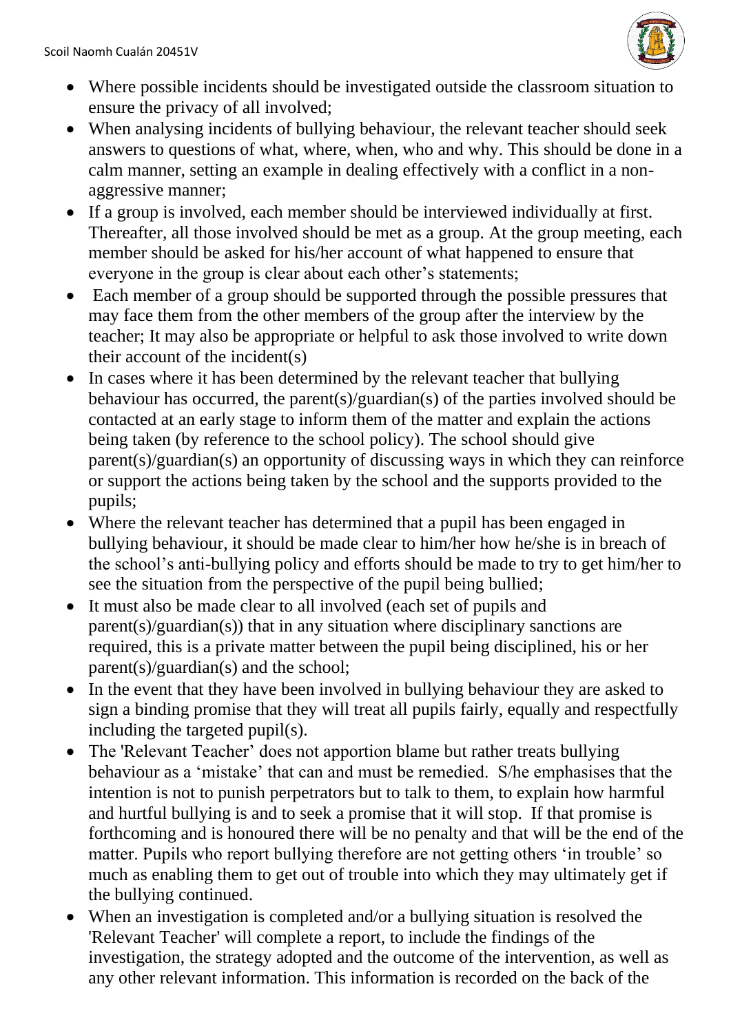- Where possible incidents should be investigated outside the classroom situation to ensure the privacy of all involved;
- When analysing incidents of bullying behaviour, the relevant teacher should seek answers to questions of what, where, when, who and why. This should be done in a calm manner, setting an example in dealing effectively with a conflict in a non-aggressive manner;
- If a group is involved, each member should be interviewed individually at first. Thereafter, all those involved should be met as a group. At the group meeting, each member should be asked for his/her account of what happened to ensure that everyone in the group is clear about each other's statements;
- Each member of a group should be supported through the possible pressures that may face them from the other members of the group after the interview by the teacher; It may also be appropriate or helpful to ask those involved to write down their account of the incident(s)
- In cases where it has been determined by the relevant teacher that bullying behaviour has occurred, the parent(s)/guardian(s) of the parties involved should be contacted at an early stage to inform them of the matter and explain the actions being taken (by reference to the school policy). The school should give parent(s)/guardian(s) an opportunity of discussing ways in which they can reinforce or support the actions being taken by the school and the supports provided to the pupils;
- Where the relevant teacher has determined that a pupil has been engaged in bullying behaviour, it should be made clear to him/her how he/she is in breach of the school's anti-bullying policy and efforts should be made to try to get him/her to see the situation from the perspective of the pupil being bullied;
- It must also be made clear to all involved (each set of pupils and parent(s)/guardian(s)) that in any situation where disciplinary sanctions are required, this is a private matter between the pupil being disciplined, his or her parent(s)/guardian(s) and the school;
- In the event that they have been involved in bullying behaviour they are asked to sign a binding promise that they will treat all pupils fairly, equally and respectfully including the targeted pupil(s).
- The 'Relevant Teacher' does not apportion blame but rather treats bullying behaviour as a 'mistake' that can and must be remedied. S/he emphasises that the intention is not to punish perpetrators but to talk to them, to explain how harmful and hurtful bullying is and to seek a promise that it will stop. If that promise is forthcoming and is honoured there will be no penalty and that will be the end of the matter. Pupils who report bullying therefore are not getting others 'in trouble' so much as enabling them to get out of trouble into which they may ultimately get if the bullying continued.
- When an investigation is completed and/or a bullying situation is resolved the 'Relevant Teacher' will complete a report, to include the findings of the investigation, the strategy adopted and the outcome of the intervention, as well as any other relevant information. This information is recorded on the back of the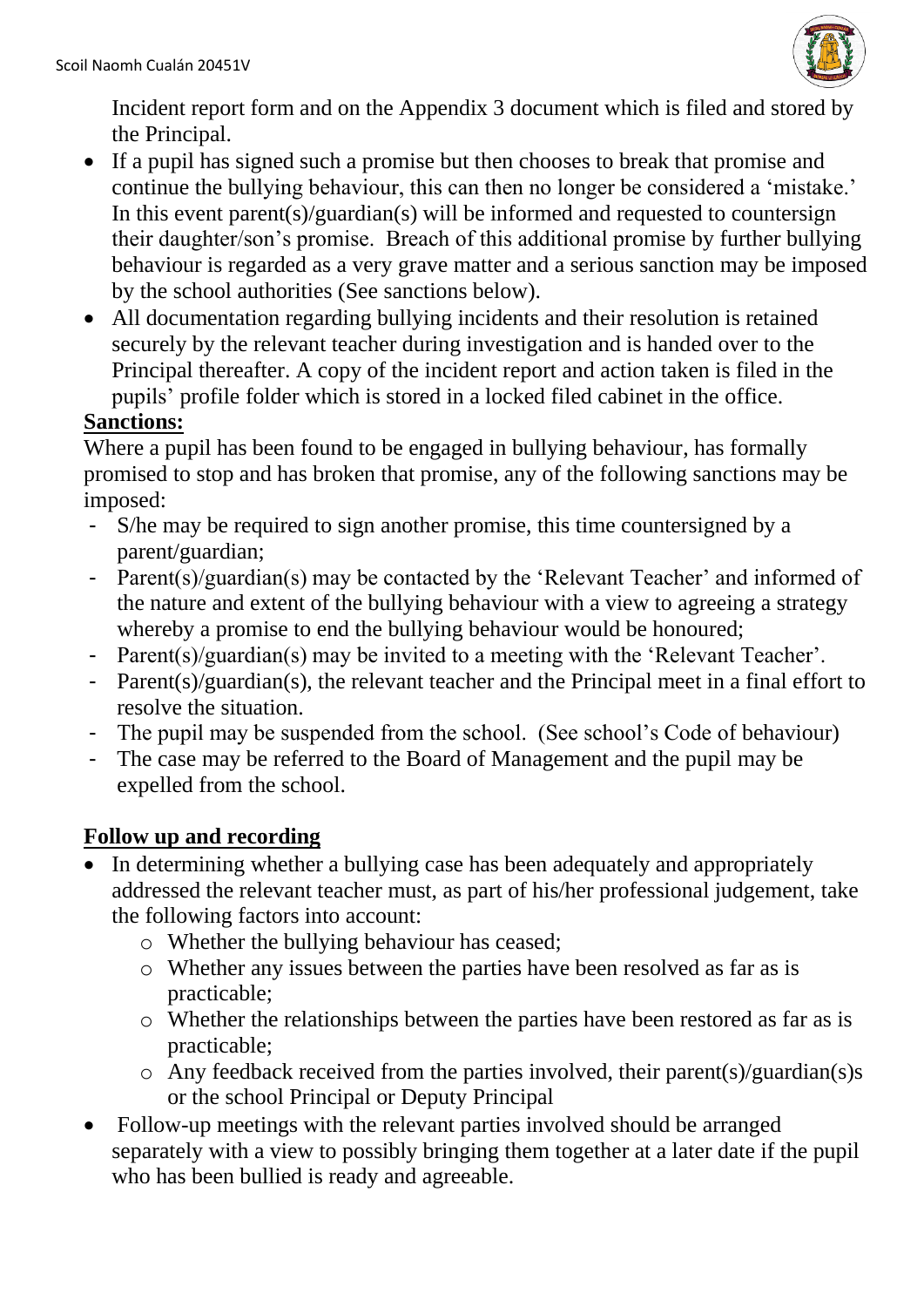Incident report form and on the Appendix 3 document which is filed and stored by the Principal.

- If a pupil has signed such a promise but then chooses to break that promise and continue the bullying behaviour, this can then no longer be considered a 'mistake.' In this event parent(s)/guardian(s) will be informed and requested to countersign their daughter/son's promise. Breach of this additional promise by further bullying behaviour is regarded as a very grave matter and a serious sanction may be imposed by the school authorities (See sanctions below).
- All documentation regarding bullying incidents and their resolution is retained securely by the relevant teacher during investigation and is handed over to the Principal thereafter. A copy of the incident report and action taken is filed in the pupils' profile folder which is stored in a locked filed cabinet in the office.

**Sanctions:**

Where a pupil has been found to be engaged in bullying behaviour, has formally promised to stop and has broken that promise, any of the following sanctions may be imposed:

- S/he may be required to sign another promise, this time countersigned by a parent/guardian;
- Parent(s)/guardian(s) may be contacted by the 'Relevant Teacher' and informed of the nature and extent of the bullying behaviour with a view to agreeing a strategy whereby a promise to end the bullying behaviour would be honoured;
- Parent(s)/guardian(s) may be invited to a meeting with the 'Relevant Teacher'.
- Parent(s)/guardian(s), the relevant teacher and the Principal meet in a final effort to resolve the situation.
- The pupil may be suspended from the school. (See school's Code of behaviour)
- The case may be referred to the Board of Management and the pupil may be expelled from the school.

**Follow up and recording**

- In determining whether a bullying case has been adequately and appropriately addressed the relevant teacher must, as part of his/her professional judgement, take the following factors into account:
    - Whether the bullying behaviour has ceased;
    - Whether any issues between the parties have been resolved as far as is practicable;
    - Whether the relationships between the parties have been restored as far as is practicable;
    - Any feedback received from the parties involved, their parent(s)/guardian(s)s or the school Principal or Deputy Principal
- Follow-up meetings with the relevant parties involved should be arranged separately with a view to possibly bringing them together at a later date if the pupil who has been bullied is ready and agreeable.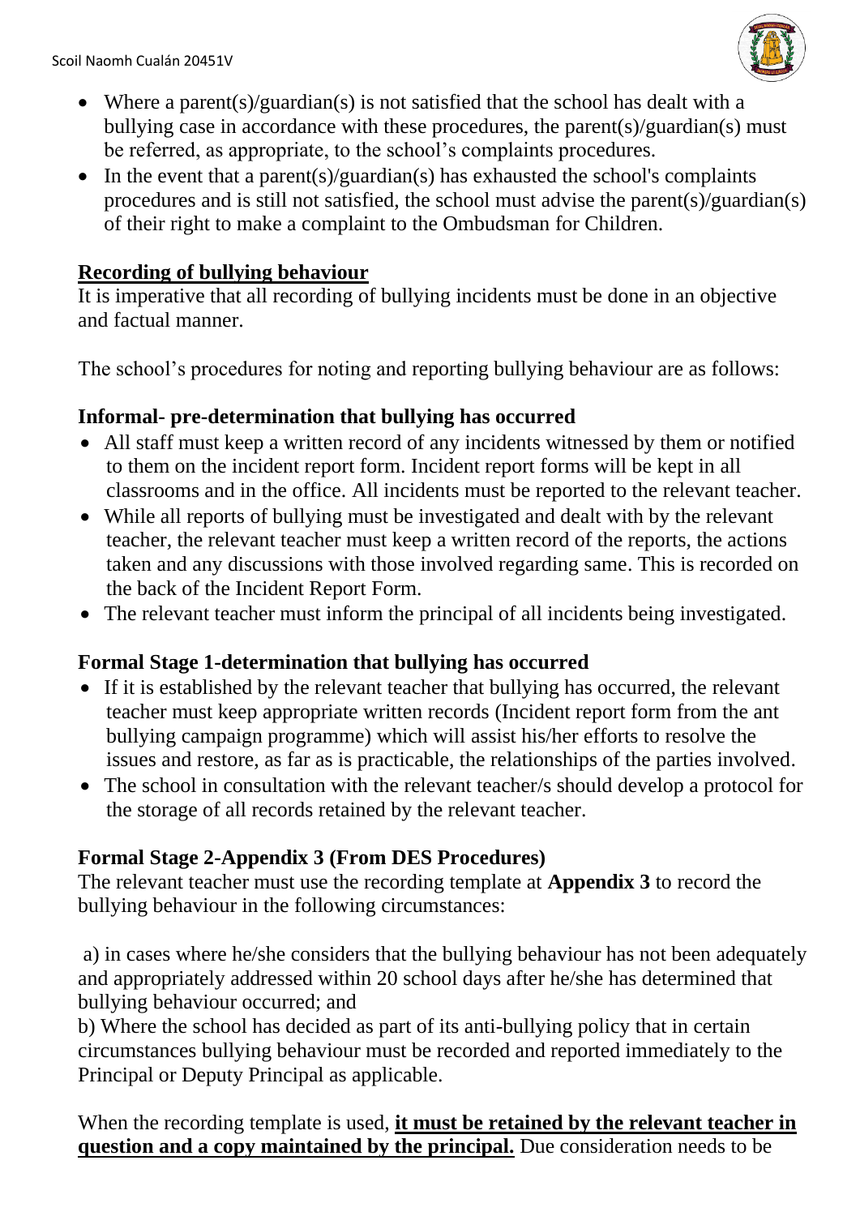- Where a parent(s)/guardian(s) is not satisfied that the school has dealt with a bullying case in accordance with these procedures, the parent(s)/guardian(s) must be referred, as appropriate, to the school's complaints procedures.
- In the event that a parent(s)/guardian(s) has exhausted the school's complaints procedures and is still not satisfied, the school must advise the parent(s)/guardian(s) of their right to make a complaint to the Ombudsman for Children.

## Recording of bullying behaviour

It is imperative that all recording of bullying incidents must be done in an objective and factual manner.

The school's procedures for noting and reporting bullying behaviour are as follows:

### Informal- pre-determination that bullying has occurred

- All staff must keep a written record of any incidents witnessed by them or notified to them on the incident report form. Incident report forms will be kept in all classrooms and in the office. All incidents must be reported to the relevant teacher.
- While all reports of bullying must be investigated and dealt with by the relevant teacher, the relevant teacher must keep a written record of the reports, the actions taken and any discussions with those involved regarding same. This is recorded on the back of the Incident Report Form.
- The relevant teacher must inform the principal of all incidents being investigated.

### Formal Stage 1-determination that bullying has occurred

- If it is established by the relevant teacher that bullying has occurred, the relevant teacher must keep appropriate written records (Incident report form from the ant bullying campaign programme) which will assist his/her efforts to resolve the issues and restore, as far as is practicable, the relationships of the parties involved.
- The school in consultation with the relevant teacher/s should develop a protocol for the storage of all records retained by the relevant teacher.

### Formal Stage 2-Appendix 3 (From DES Procedures)

The relevant teacher must use the recording template at **Appendix 3** to record the bullying behaviour in the following circumstances:

a) in cases where he/she considers that the bullying behaviour has not been adequately and appropriately addressed within 20 school days after he/she has determined that bullying behaviour occurred; and

b) Where the school has decided as part of its anti-bullying policy that in certain circumstances bullying behaviour must be recorded and reported immediately to the Principal or Deputy Principal as applicable.

When the recording template is used, **it must be retained by the relevant teacher in question and a copy maintained by the principal.** Due consideration needs to be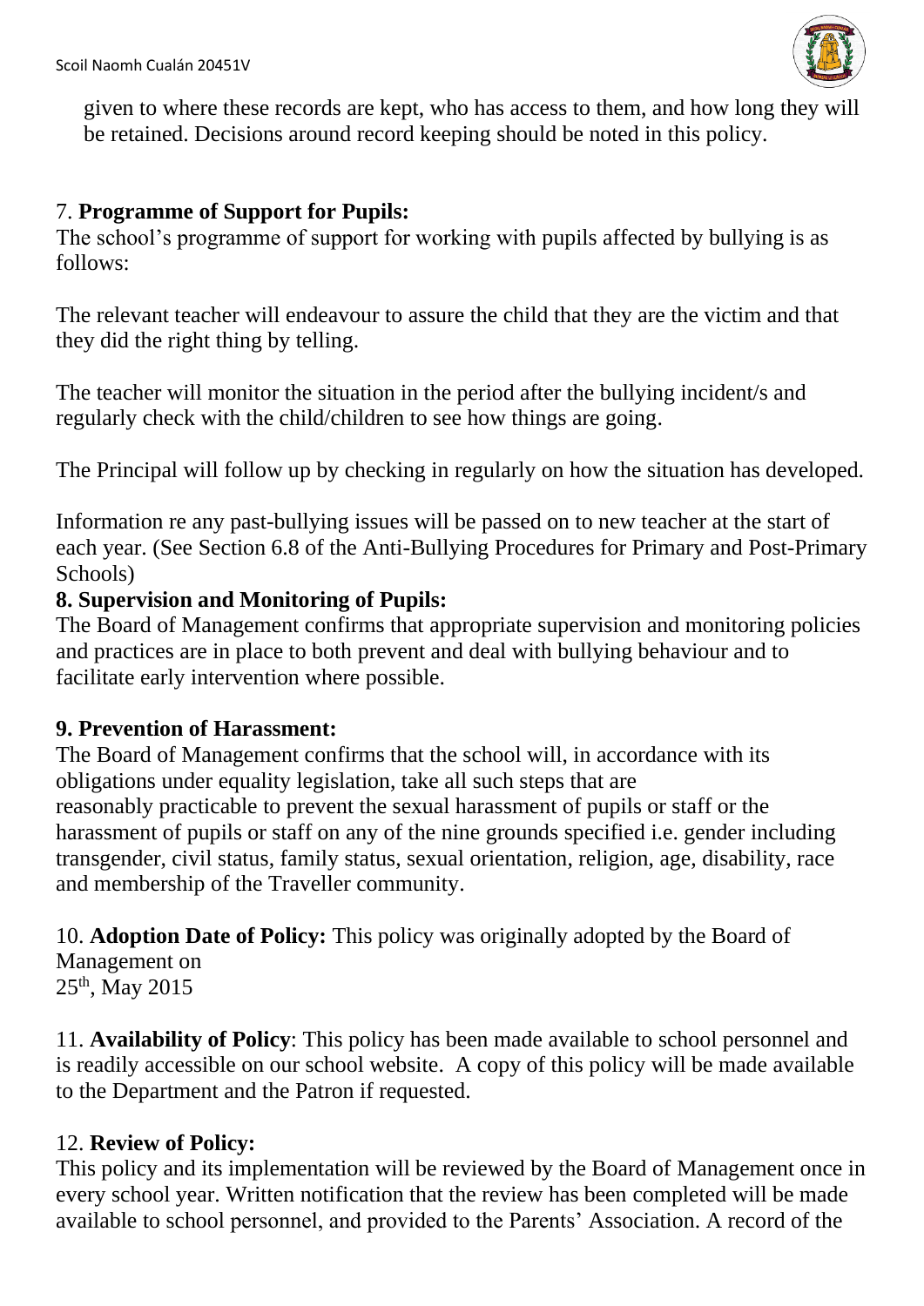given to where these records are kept, who has access to them, and how long they will be retained. Decisions around record keeping should be noted in this policy.

7. **Programme of Support for Pupils:**
The school's programme of support for working with pupils affected by bullying is as follows:

The relevant teacher will endeavour to assure the child that they are the victim and that they did the right thing by telling.

The teacher will monitor the situation in the period after the bullying incident/s and regularly check with the child/children to see how things are going.

The Principal will follow up by checking in regularly on how the situation has developed.

Information re any past-bullying issues will be passed on to new teacher at the start of each year. (See Section 6.8 of the Anti-Bullying Procedures for Primary and Post-Primary Schools)

**8. Supervision and Monitoring of Pupils:**
The Board of Management confirms that appropriate supervision and monitoring policies and practices are in place to both prevent and deal with bullying behaviour and to facilitate early intervention where possible.

**9. Prevention of Harassment:**
The Board of Management confirms that the school will, in accordance with its obligations under equality legislation, take all such steps that are reasonably practicable to prevent the sexual harassment of pupils or staff or the harassment of pupils or staff on any of the nine grounds specified i.e. gender including transgender, civil status, family status, sexual orientation, religion, age, disability, race and membership of the Traveller community.

10. **Adoption Date of Policy:** This policy was originally adopted by the Board of Management on
25th, May 2015

11. **Availability of Policy**: This policy has been made available to school personnel and is readily accessible on our school website. A copy of this policy will be made available to the Department and the Patron if requested.

12. **Review of Policy:**
This policy and its implementation will be reviewed by the Board of Management once in every school year. Written notification that the review has been completed will be made available to school personnel, and provided to the Parents' Association. A record of the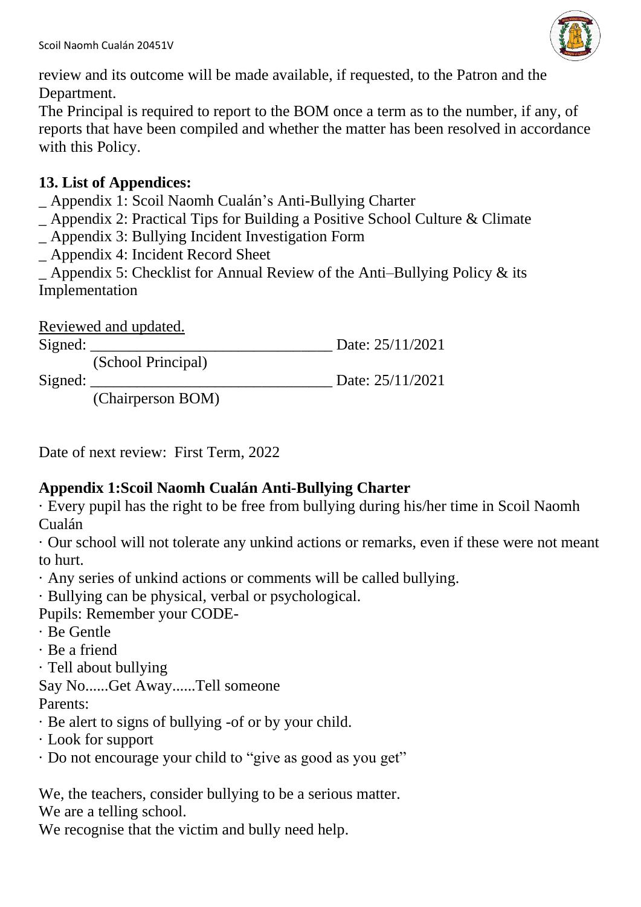review and its outcome will be made available, if requested, to the Patron and the Department.

The Principal is required to report to the BOM once a term as to the number, if any, of reports that have been compiled and whether the matter has been resolved in accordance with this Policy.

## 13. List of Appendices:

_ Appendix 1: Scoil Naomh Cualán's Anti-Bullying Charter
_ Appendix 2: Practical Tips for Building a Positive School Culture & Climate
_ Appendix 3: Bullying Incident Investigation Form
_ Appendix 4: Incident Record Sheet
_ Appendix 5: Checklist for Annual Review of the Anti–Bullying Policy & its Implementation

Reviewed and updated.

Signed: ______________________________ Date: 25/11/2021
(School Principal)

Signed: ______________________________ Date: 25/11/2021
(Chairperson BOM)

Date of next review: First Term, 2022

## Appendix 1:Scoil Naomh Cualán Anti-Bullying Charter

· Every pupil has the right to be free from bullying during his/her time in Scoil Naomh Cualán
· Our school will not tolerate any unkind actions or remarks, even if these were not meant to hurt.
· Any series of unkind actions or comments will be called bullying.
· Bullying can be physical, verbal or psychological.

Pupils: Remember your CODE-
· Be Gentle
· Be a friend
· Tell about bullying

Say No......Get Away......Tell someone

Parents:
· Be alert to signs of bullying -of or by your child.
· Look for support
· Do not encourage your child to "give as good as you get"

We, the teachers, consider bullying to be a serious matter.
We are a telling school.
We recognise that the victim and bully need help.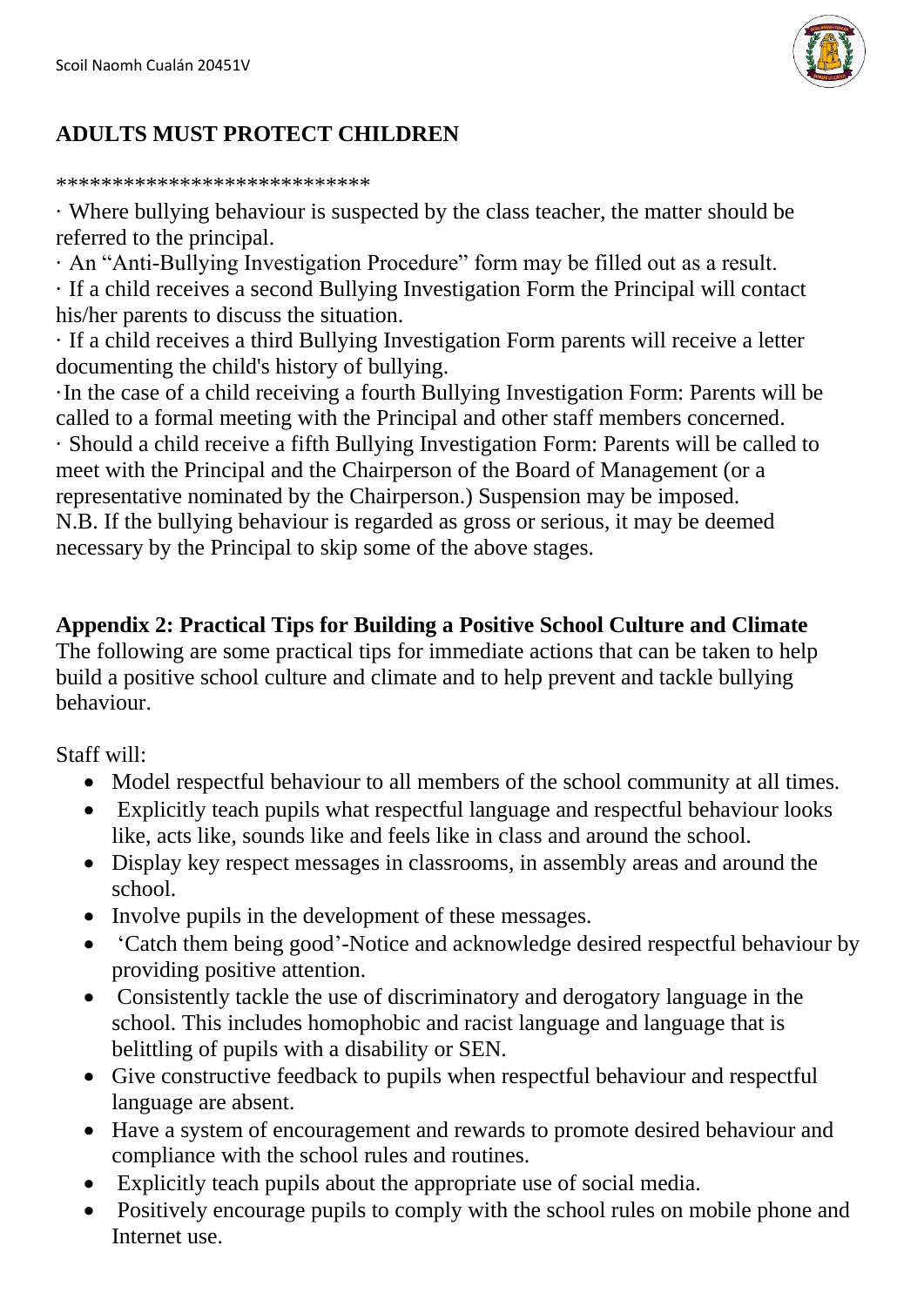## ADULTS MUST PROTECT CHILDREN

***************************

· Where bullying behaviour is suspected by the class teacher, the matter should be referred to the principal.

· An "Anti-Bullying Investigation Procedure" form may be filled out as a result.

· If a child receives a second Bullying Investigation Form the Principal will contact his/her parents to discuss the situation.

· If a child receives a third Bullying Investigation Form parents will receive a letter documenting the child's history of bullying.

·In the case of a child receiving a fourth Bullying Investigation Form: Parents will be called to a formal meeting with the Principal and other staff members concerned.

· Should a child receive a fifth Bullying Investigation Form: Parents will be called to meet with the Principal and the Chairperson of the Board of Management (or a representative nominated by the Chairperson.) Suspension may be imposed.

N.B. If the bullying behaviour is regarded as gross or serious, it may be deemed necessary by the Principal to skip some of the above stages.

**Appendix 2: Practical Tips for Building a Positive School Culture and Climate**

The following are some practical tips for immediate actions that can be taken to help build a positive school culture and climate and to help prevent and tackle bullying behaviour.

Staff will:

- Model respectful behaviour to all members of the school community at all times.
- Explicitly teach pupils what respectful language and respectful behaviour looks like, acts like, sounds like and feels like in class and around the school.
- Display key respect messages in classrooms, in assembly areas and around the school.
- Involve pupils in the development of these messages.
- 'Catch them being good'-Notice and acknowledge desired respectful behaviour by providing positive attention.
- Consistently tackle the use of discriminatory and derogatory language in the school. This includes homophobic and racist language and language that is belittling of pupils with a disability or SEN.
- Give constructive feedback to pupils when respectful behaviour and respectful language are absent.
- Have a system of encouragement and rewards to promote desired behaviour and compliance with the school rules and routines.
- Explicitly teach pupils about the appropriate use of social media.
- Positively encourage pupils to comply with the school rules on mobile phone and Internet use.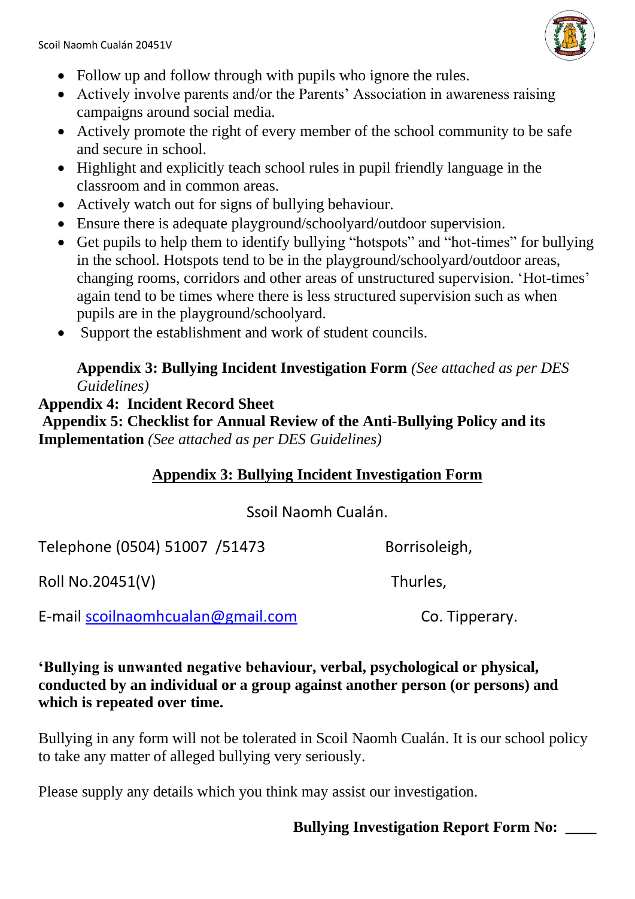- Follow up and follow through with pupils who ignore the rules.
- Actively involve parents and/or the Parents' Association in awareness raising campaigns around social media.
- Actively promote the right of every member of the school community to be safe and secure in school.
- Highlight and explicitly teach school rules in pupil friendly language in the classroom and in common areas.
- Actively watch out for signs of bullying behaviour.
- Ensure there is adequate playground/schoolyard/outdoor supervision.
- Get pupils to help them to identify bullying "hotspots" and "hot-times" for bullying in the school. Hotspots tend to be in the playground/schoolyard/outdoor areas, changing rooms, corridors and other areas of unstructured supervision. 'Hot-times' again tend to be times where there is less structured supervision such as when pupils are in the playground/schoolyard.
- Support the establishment and work of student councils.

**Appendix 3: Bullying Incident Investigation Form** *(See attached as per DES Guidelines)*

**Appendix 4: Incident Record Sheet**

**Appendix 5: Checklist for Annual Review of the Anti-Bullying Policy and its Implementation** *(See attached as per DES Guidelines)*

## Appendix 3: Bullying Incident Investigation Form

Ssoil Naomh Cualán.

Telephone (0504) 51007 /51473 — Borrisoleigh,

Roll No.20451(V) — Thurles,

E-mail scoilnaomhcualan@gmail.com — Co. Tipperary.

**'Bullying is unwanted negative behaviour, verbal, psychological or physical, conducted by an individual or a group against another person (or persons) and which is repeated over time.**

Bullying in any form will not be tolerated in Scoil Naomh Cualán. It is our school policy to take any matter of alleged bullying very seriously.

Please supply any details which you think may assist our investigation.

**Bullying Investigation Report Form No: ____**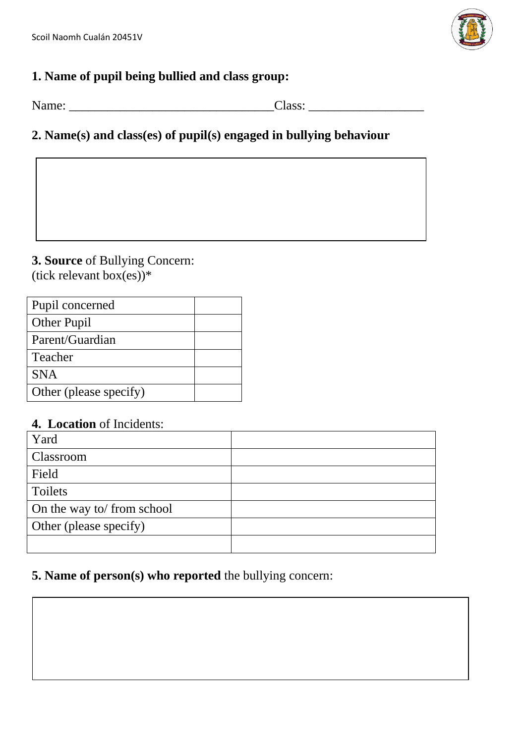**1. Name of pupil being bullied and class group:**

Name: ________________________________Class: __________________

**2. Name(s) and class(es) of pupil(s) engaged in bullying behaviour**

| |
|---|
| |

**3. Source** of Bullying Concern:
(tick relevant box(es))*

| | |
|---|---|
| Pupil concerned | |
| Other Pupil | |
| Parent/Guardian | |
| Teacher | |
| SNA | |
| Other (please specify) | |

**4. Location** of Incidents:

| | |
|---|---|
| Yard | |
| Classroom | |
| Field | |
| Toilets | |
| On the way to/ from school | |
| Other (please specify) | |
| | |

**5. Name of person(s) who reported** the bullying concern:

| |
|---|
| |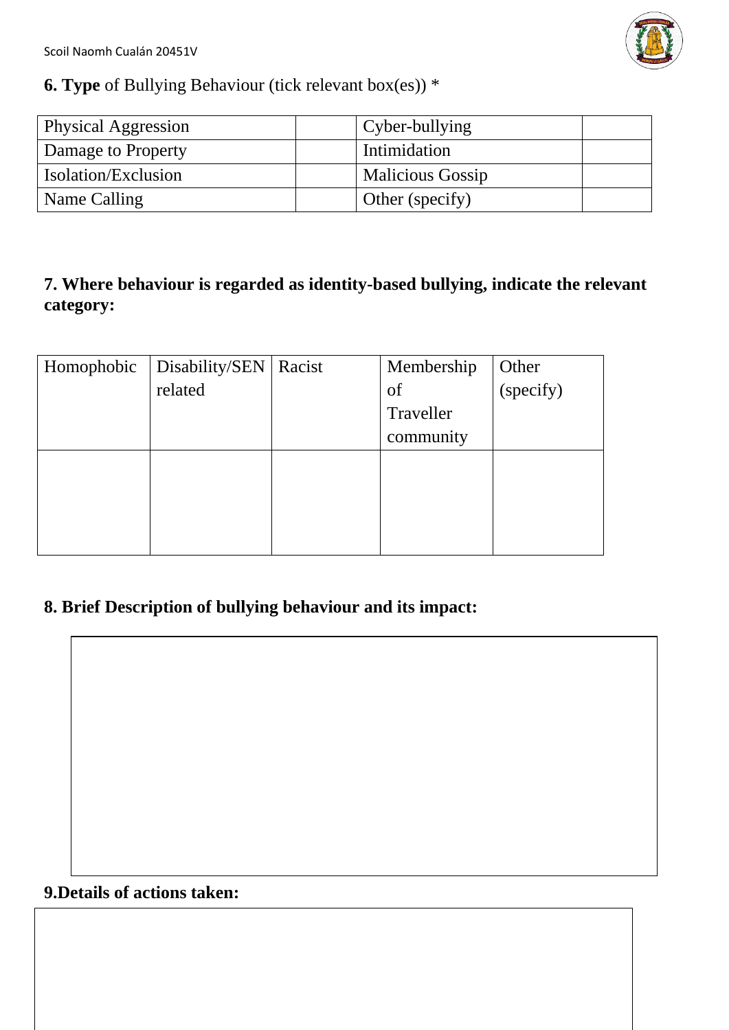**6. Type** of Bullying Behaviour (tick relevant box(es)) *

| Physical Aggression | | Cyber-bullying | |
|---|---|---|---|
| Damage to Property | | Intimidation | |
| Isolation/Exclusion | | Malicious Gossip | |
| Name Calling | | Other (specify) | |

**7. Where behaviour is regarded as identity-based bullying, indicate the relevant category:**

| Homophobic | Disability/SEN related | Racist | Membership of Traveller community | Other (specify) |
|---|---|---|---|---|
| | | | | |

**8. Brief Description of bullying behaviour and its impact:**

**9.Details of actions taken:**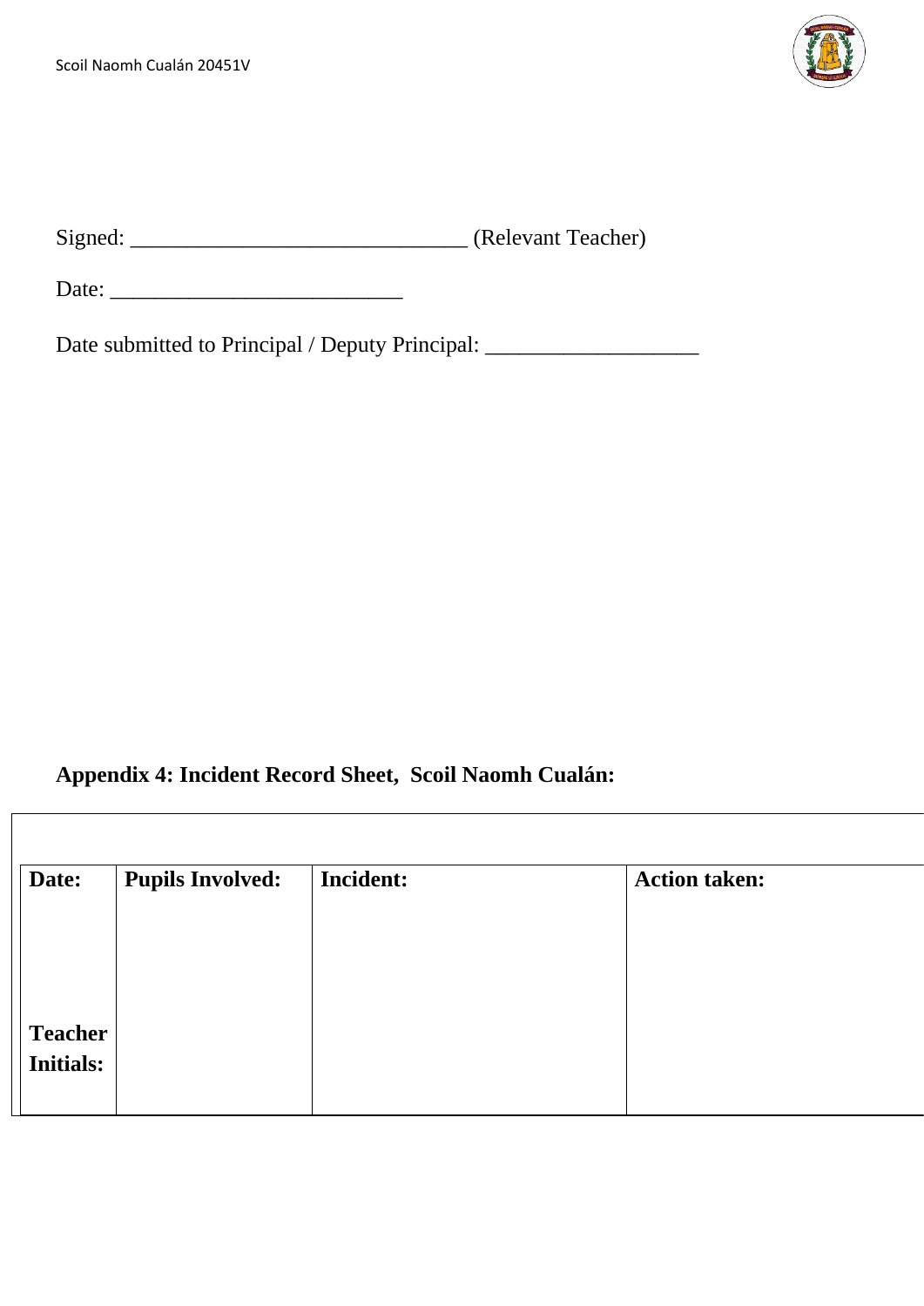Signed: ______________________________ (Relevant Teacher)

Date: __________________________

Date submitted to Principal / Deputy Principal: ___________________

**Appendix 4: Incident Record Sheet, Scoil Naomh Cualán:**

| **Date:**<br><br><br><br>**Teacher Initials:** | **Pupils Involved:** | **Incident:** | **Action taken:** |
|---|---|---|---|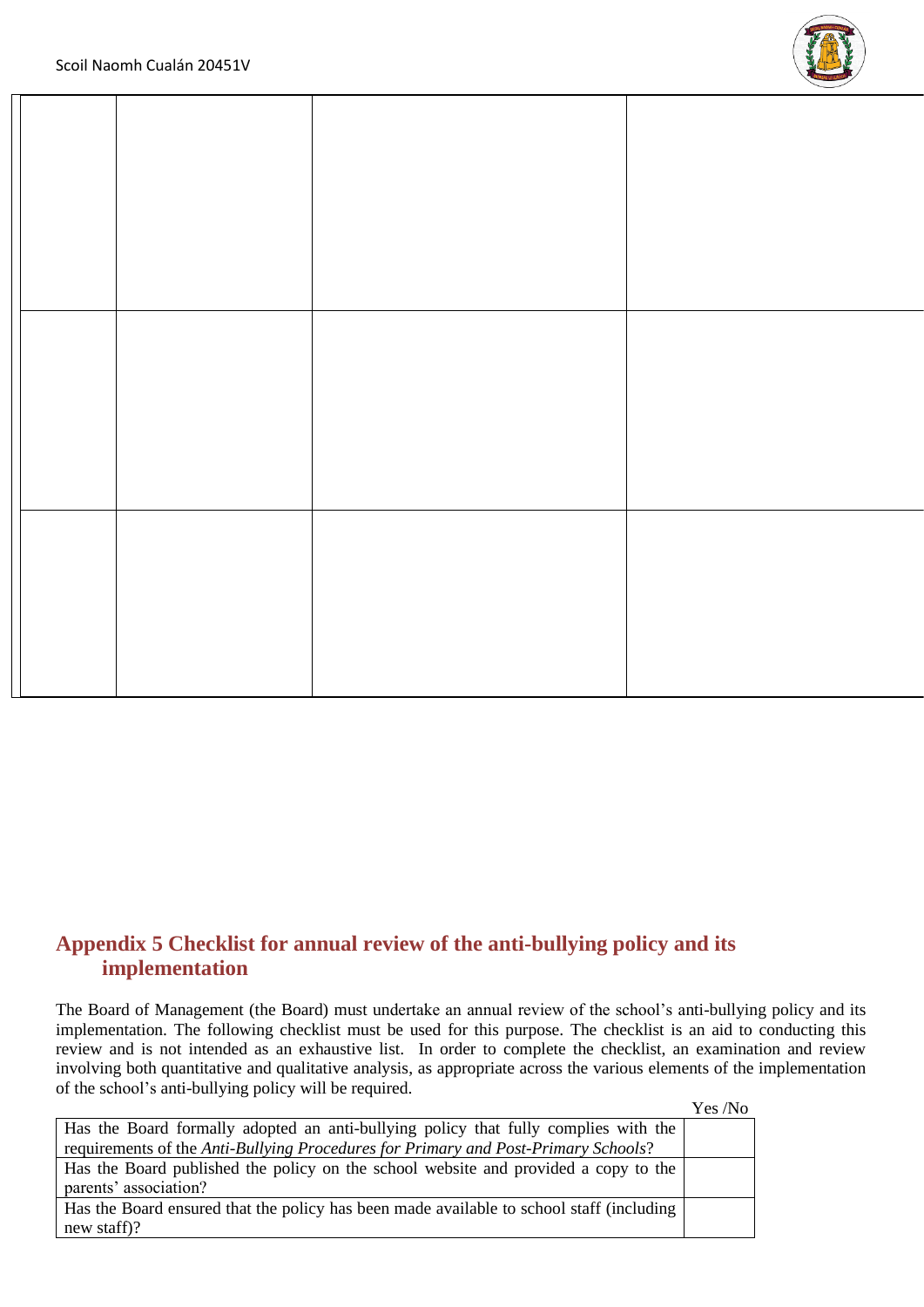| | | | |
|---|---|---|---|
| | | | |
| | | | |
| | | | |

## Appendix 5 Checklist for annual review of the anti-bullying policy and its implementation

The Board of Management (the Board) must undertake an annual review of the school's anti-bullying policy and its implementation. The following checklist must be used for this purpose. The checklist is an aid to conducting this review and is not intended as an exhaustive list. In order to complete the checklist, an examination and review involving both quantitative and qualitative analysis, as appropriate across the various elements of the implementation of the school's anti-bullying policy will be required.

| | Yes /No |
|---|---|
| Has the Board formally adopted an anti-bullying policy that fully complies with the requirements of the *Anti-Bullying Procedures for Primary and Post-Primary Schools*? | |
| Has the Board published the policy on the school website and provided a copy to the parents' association? | |
| Has the Board ensured that the policy has been made available to school staff (including new staff)? | |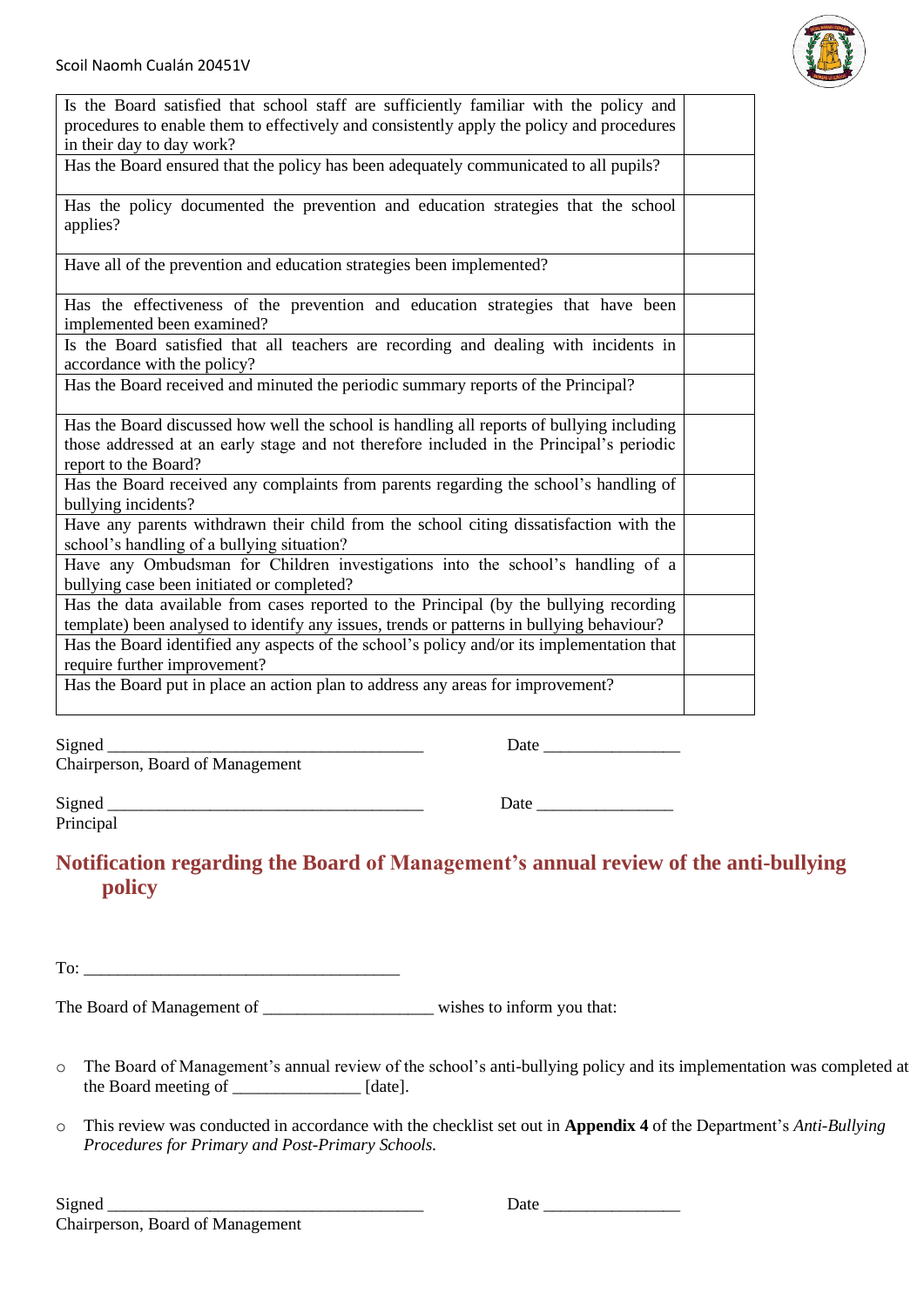| | |
|---|---|
| Is the Board satisfied that school staff are sufficiently familiar with the policy and procedures to enable them to effectively and consistently apply the policy and procedures in their day to day work? | |
| Has the Board ensured that the policy has been adequately communicated to all pupils? | |
| Has the policy documented the prevention and education strategies that the school applies? | |
| Have all of the prevention and education strategies been implemented? | |
| Has the effectiveness of the prevention and education strategies that have been implemented been examined? | |
| Is the Board satisfied that all teachers are recording and dealing with incidents in accordance with the policy? | |
| Has the Board received and minuted the periodic summary reports of the Principal? | |
| Has the Board discussed how well the school is handling all reports of bullying including those addressed at an early stage and not therefore included in the Principal's periodic report to the Board? | |
| Has the Board received any complaints from parents regarding the school's handling of bullying incidents? | |
| Have any parents withdrawn their child from the school citing dissatisfaction with the school's handling of a bullying situation? | |
| Have any Ombudsman for Children investigations into the school's handling of a bullying case been initiated or completed? | |
| Has the data available from cases reported to the Principal (by the bullying recording template) been analysed to identify any issues, trends or patterns in bullying behaviour? | |
| Has the Board identified any aspects of the school's policy and/or its implementation that require further improvement? | |
| Has the Board put in place an action plan to address any areas for improvement? | |

Signed _____________________________________ Date ________________
Chairperson, Board of Management

Signed _____________________________________ Date ________________
Principal

## Notification regarding the Board of Management's annual review of the anti-bullying policy

To: _____________________________________

The Board of Management of ____________________ wishes to inform you that:

- The Board of Management's annual review of the school's anti-bullying policy and its implementation was completed at the Board meeting of _______________ [date].
- This review was conducted in accordance with the checklist set out in **Appendix 4** of the Department's *Anti-Bullying Procedures for Primary and Post-Primary Schools.*

Signed _____________________________________ Date ________________
Chairperson, Board of Management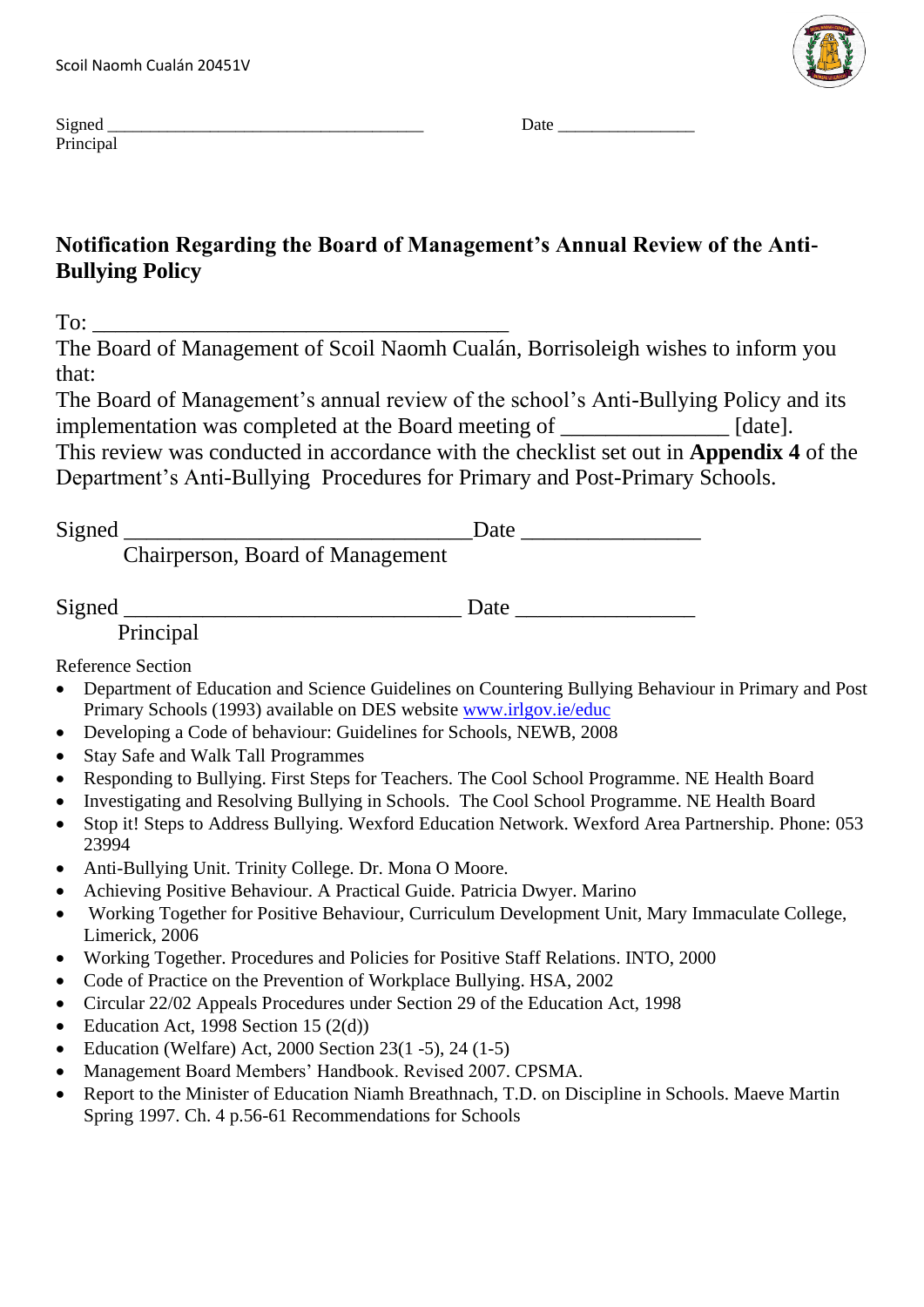Signed _____________________________________ Date ________________
Principal

## Notification Regarding the Board of Management's Annual Review of the Anti-Bullying Policy

To: ______________________________________

The Board of Management of Scoil Naomh Cualán, Borrisoleigh wishes to inform you that:

The Board of Management's annual review of the school's Anti-Bullying Policy and its implementation was completed at the Board meeting of _______________ [date].

This review was conducted in accordance with the checklist set out in **Appendix 4** of the Department's Anti-Bullying Procedures for Primary and Post-Primary Schools.

Signed _______________________________Date ________________
Chairperson, Board of Management

Signed ______________________________ Date ________________
Principal

Reference Section

- Department of Education and Science Guidelines on Countering Bullying Behaviour in Primary and Post Primary Schools (1993) available on DES website www.irlgov.ie/educ
- Developing a Code of behaviour: Guidelines for Schools, NEWB, 2008
- Stay Safe and Walk Tall Programmes
- Responding to Bullying. First Steps for Teachers. The Cool School Programme. NE Health Board
- Investigating and Resolving Bullying in Schools. The Cool School Programme. NE Health Board
- Stop it! Steps to Address Bullying. Wexford Education Network. Wexford Area Partnership. Phone: 053 23994
- Anti-Bullying Unit. Trinity College. Dr. Mona O Moore.
- Achieving Positive Behaviour. A Practical Guide. Patricia Dwyer. Marino
- Working Together for Positive Behaviour, Curriculum Development Unit, Mary Immaculate College, Limerick, 2006
- Working Together. Procedures and Policies for Positive Staff Relations. INTO, 2000
- Code of Practice on the Prevention of Workplace Bullying. HSA, 2002
- Circular 22/02 Appeals Procedures under Section 29 of the Education Act, 1998
- Education Act, 1998 Section 15 (2(d))
- Education (Welfare) Act, 2000 Section 23(1 -5), 24 (1-5)
- Management Board Members' Handbook. Revised 2007. CPSMA.
- Report to the Minister of Education Niamh Breathnach, T.D. on Discipline in Schools. Maeve Martin Spring 1997. Ch. 4 p.56-61 Recommendations for Schools